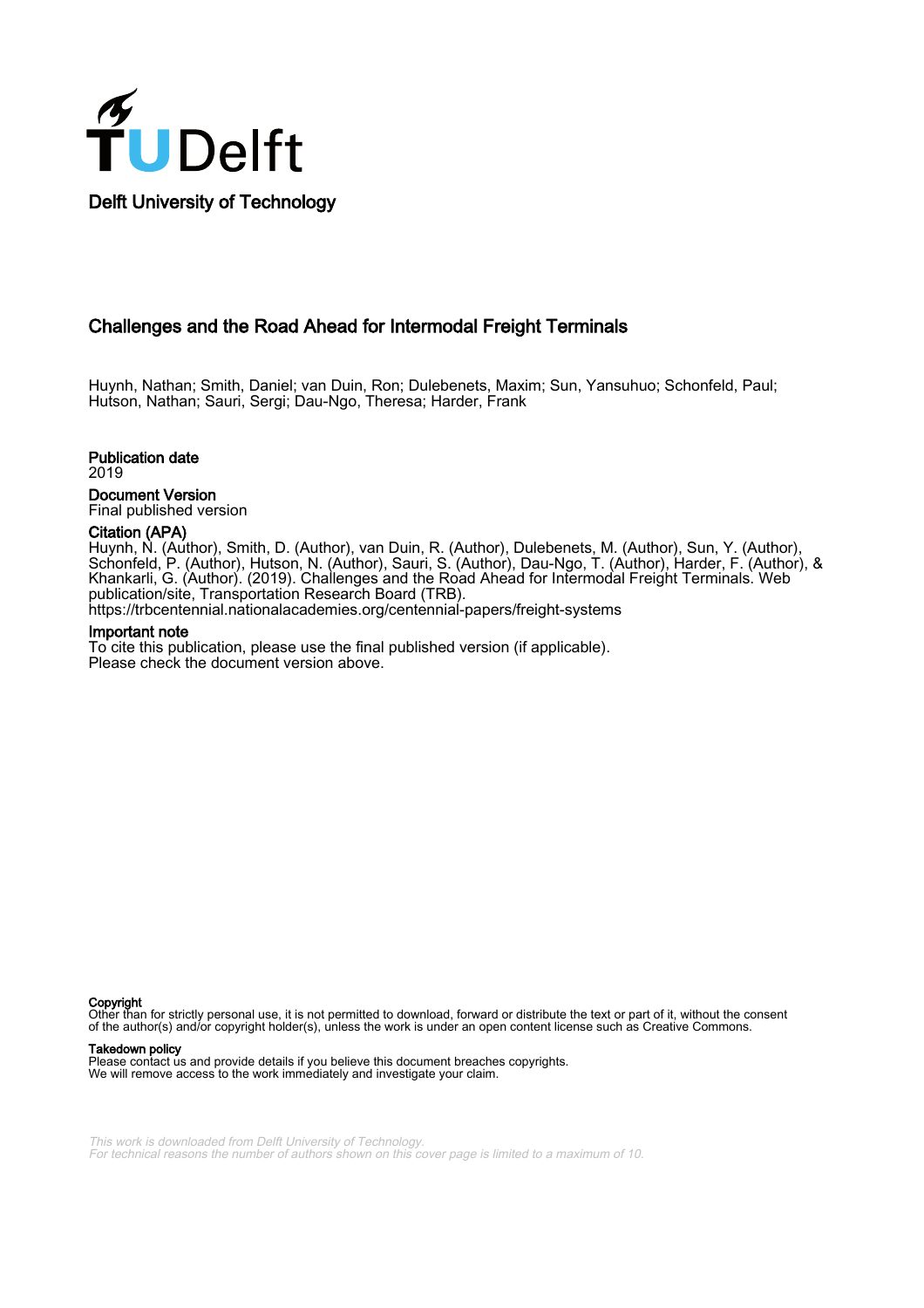Delft University of Technology

# Challenges and the Road Ahead for Intermodal Freight Terminals

Huynh, Nathan; Smith, Daniel; van Duin, Ron; Dulebenets, Maxim; Sun, Yansuhuo; Schonfeld, Paul; Hutson, Nathan; Sauri, Sergi; Dau-Ngo, Theresa; Harder, Frank

**Publication date**
2019

**Document Version**
Final published version

**Citation (APA)**
Huynh, N. (Author), Smith, D. (Author), van Duin, R. (Author), Dulebenets, M. (Author), Sun, Y. (Author), Schonfeld, P. (Author), Hutson, N. (Author), Sauri, S. (Author), Dau-Ngo, T. (Author), Harder, F. (Author), & Khankarli, G. (Author). (2019). Challenges and the Road Ahead for Intermodal Freight Terminals. Web publication/site, Transportation Research Board (TRB).
https://trbcentennial.nationalacademies.org/centennial-papers/freight-systems

**Important note**
To cite this publication, please use the final published version (if applicable).
Please check the document version above.

**Copyright**
Other than for strictly personal use, it is not permitted to download, forward or distribute the text or part of it, without the consent of the author(s) and/or copyright holder(s), unless the work is under an open content license such as Creative Commons.

**Takedown policy**
Please contact us and provide details if you believe this document breaches copyrights.
We will remove access to the work immediately and investigate your claim.

*This work is downloaded from Delft University of Technology.*
*For technical reasons the number of authors shown on this cover page is limited to a maximum of 10.*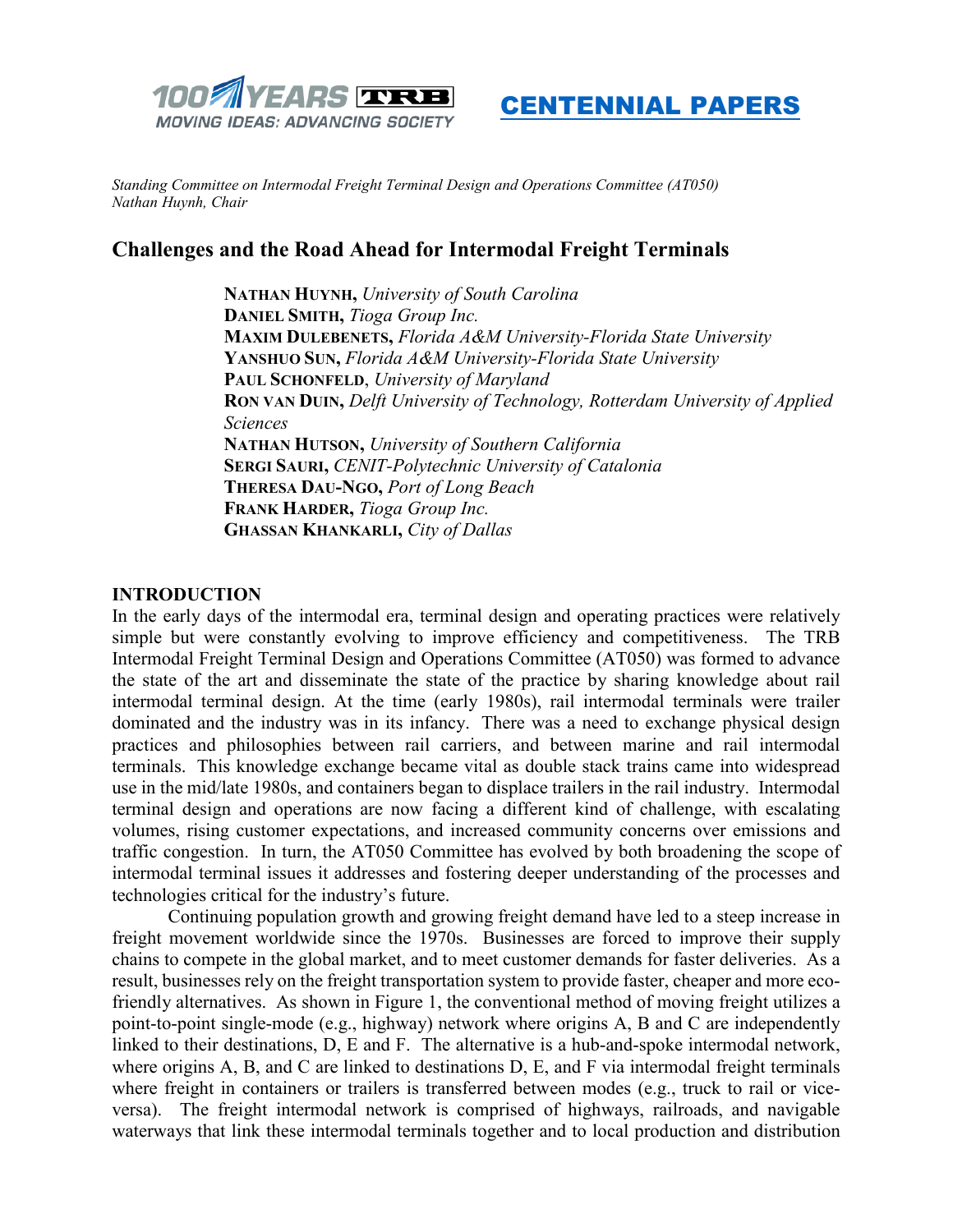Standing Committee on Intermodal Freight Terminal Design and Operations Committee (AT050)
*Nathan Huynh, Chair*

# Challenges and the Road Ahead for Intermodal Freight Terminals

**NATHAN HUYNH,** *University of South Carolina*
**DANIEL SMITH,** *Tioga Group Inc.*
**MAXIM DULEBENETS,** *Florida A&M University-Florida State University*
**YANSHUO SUN,** *Florida A&M University-Florida State University*
**PAUL SCHONFELD**, *University of Maryland*
**RON VAN DUIN,** *Delft University of Technology, Rotterdam University of Applied Sciences*
**NATHAN HUTSON,** *University of Southern California*
**SERGI SAURI,** *CENIT-Polytechnic University of Catalonia*
**THERESA DAU-NGO,** *Port of Long Beach*
**FRANK HARDER,** *Tioga Group Inc.*
**GHASSAN KHANKARLI,** *City of Dallas*

## INTRODUCTION

In the early days of the intermodal era, terminal design and operating practices were relatively simple but were constantly evolving to improve efficiency and competitiveness. The TRB Intermodal Freight Terminal Design and Operations Committee (AT050) was formed to advance the state of the art and disseminate the state of the practice by sharing knowledge about rail intermodal terminal design. At the time (early 1980s), rail intermodal terminals were trailer dominated and the industry was in its infancy. There was a need to exchange physical design practices and philosophies between rail carriers, and between marine and rail intermodal terminals. This knowledge exchange became vital as double stack trains came into widespread use in the mid/late 1980s, and containers began to displace trailers in the rail industry. Intermodal terminal design and operations are now facing a different kind of challenge, with escalating volumes, rising customer expectations, and increased community concerns over emissions and traffic congestion. In turn, the AT050 Committee has evolved by both broadening the scope of intermodal terminal issues it addresses and fostering deeper understanding of the processes and technologies critical for the industry's future.

Continuing population growth and growing freight demand have led to a steep increase in freight movement worldwide since the 1970s. Businesses are forced to improve their supply chains to compete in the global market, and to meet customer demands for faster deliveries. As a result, businesses rely on the freight transportation system to provide faster, cheaper and more eco-friendly alternatives. As shown in Figure 1, the conventional method of moving freight utilizes a point-to-point single-mode (e.g., highway) network where origins A, B and C are independently linked to their destinations, D, E and F. The alternative is a hub-and-spoke intermodal network, where origins A, B, and C are linked to destinations D, E, and F via intermodal freight terminals where freight in containers or trailers is transferred between modes (e.g., truck to rail or vice-versa). The freight intermodal network is comprised of highways, railroads, and navigable waterways that link these intermodal terminals together and to local production and distribution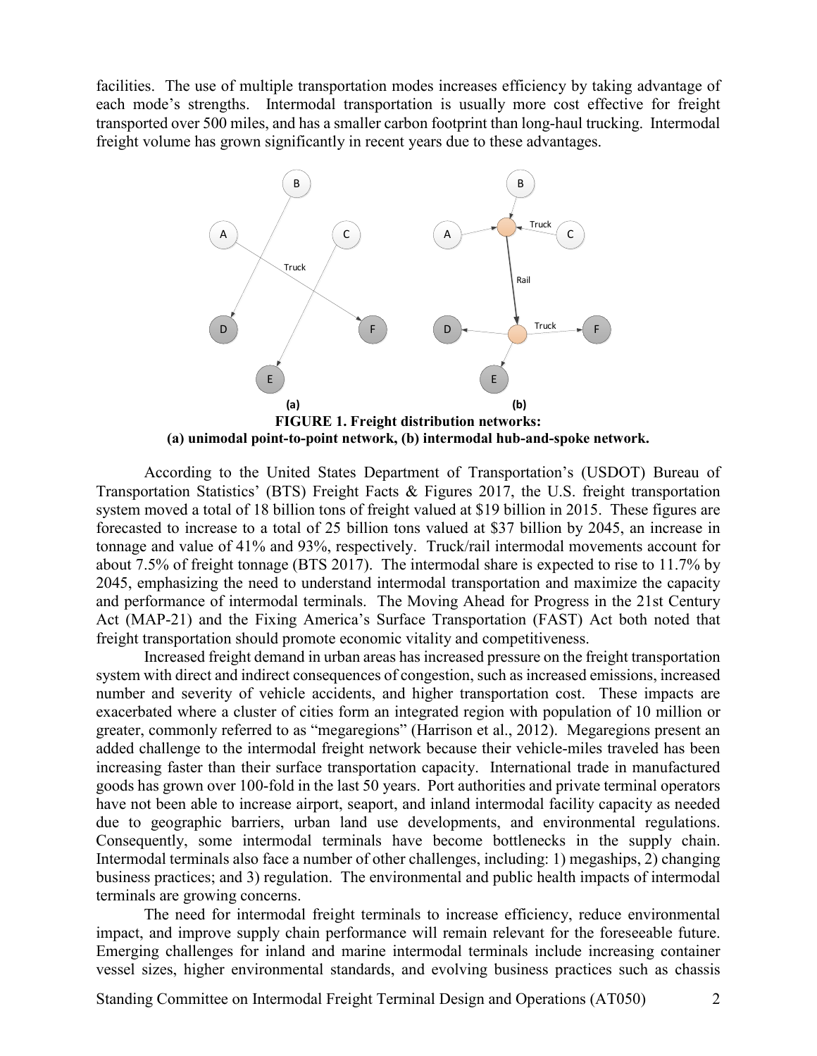facilities. The use of multiple transportation modes increases efficiency by taking advantage of each mode's strengths. Intermodal transportation is usually more cost effective for freight transported over 500 miles, and has a smaller carbon footprint than long-haul trucking. Intermodal freight volume has grown significantly in recent years due to these advantages.

**FIGURE 1. Freight distribution networks: (a) unimodal point-to-point network, (b) intermodal hub-and-spoke network.**

According to the United States Department of Transportation's (USDOT) Bureau of Transportation Statistics' (BTS) Freight Facts & Figures 2017, the U.S. freight transportation system moved a total of 18 billion tons of freight valued at $19 billion in 2015. These figures are forecasted to increase to a total of 25 billion tons valued at $37 billion by 2045, an increase in tonnage and value of 41% and 93%, respectively. Truck/rail intermodal movements account for about 7.5% of freight tonnage (BTS 2017). The intermodal share is expected to rise to 11.7% by 2045, emphasizing the need to understand intermodal transportation and maximize the capacity and performance of intermodal terminals. The Moving Ahead for Progress in the 21st Century Act (MAP-21) and the Fixing America's Surface Transportation (FAST) Act both noted that freight transportation should promote economic vitality and competitiveness.

Increased freight demand in urban areas has increased pressure on the freight transportation system with direct and indirect consequences of congestion, such as increased emissions, increased number and severity of vehicle accidents, and higher transportation cost. These impacts are exacerbated where a cluster of cities form an integrated region with population of 10 million or greater, commonly referred to as "megaregions" (Harrison et al., 2012). Megaregions present an added challenge to the intermodal freight network because their vehicle-miles traveled has been increasing faster than their surface transportation capacity. International trade in manufactured goods has grown over 100-fold in the last 50 years. Port authorities and private terminal operators have not been able to increase airport, seaport, and inland intermodal facility capacity as needed due to geographic barriers, urban land use developments, and environmental regulations. Consequently, some intermodal terminals have become bottlenecks in the supply chain. Intermodal terminals also face a number of other challenges, including: 1) megaships, 2) changing business practices; and 3) regulation. The environmental and public health impacts of intermodal terminals are growing concerns.

The need for intermodal freight terminals to increase efficiency, reduce environmental impact, and improve supply chain performance will remain relevant for the foreseeable future. Emerging challenges for inland and marine intermodal terminals include increasing container vessel sizes, higher environmental standards, and evolving business practices such as chassis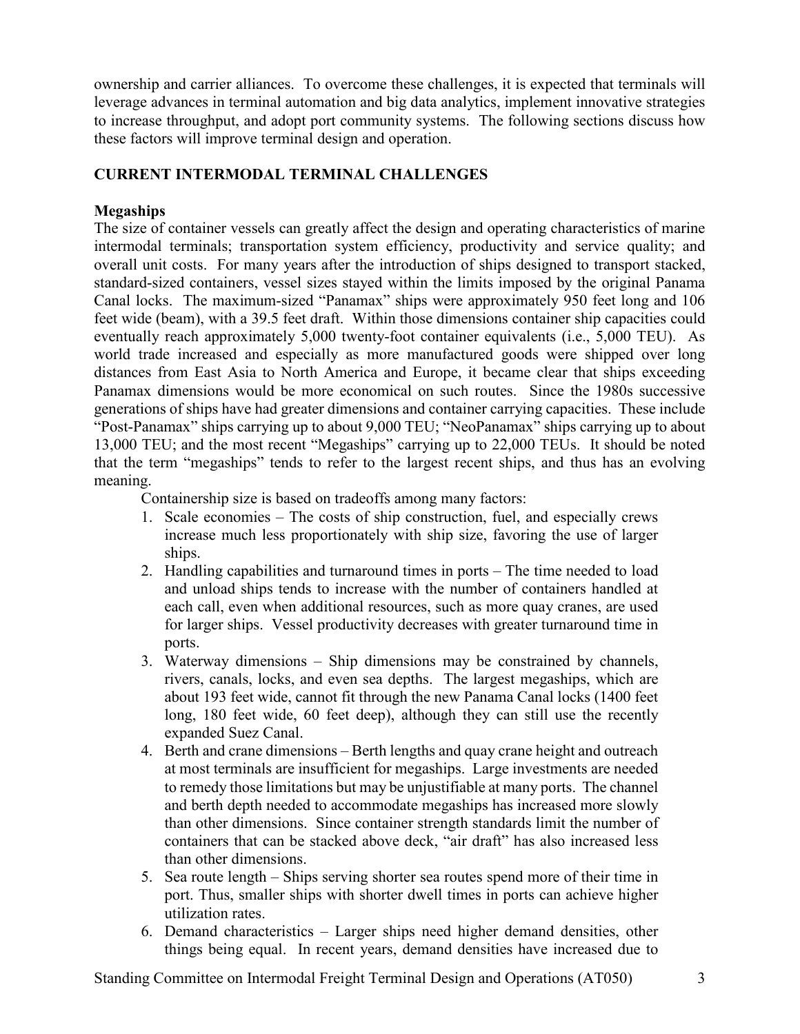ownership and carrier alliances. To overcome these challenges, it is expected that terminals will leverage advances in terminal automation and big data analytics, implement innovative strategies to increase throughput, and adopt port community systems. The following sections discuss how these factors will improve terminal design and operation.

## CURRENT INTERMODAL TERMINAL CHALLENGES

### Megaships

The size of container vessels can greatly affect the design and operating characteristics of marine intermodal terminals; transportation system efficiency, productivity and service quality; and overall unit costs. For many years after the introduction of ships designed to transport stacked, standard-sized containers, vessel sizes stayed within the limits imposed by the original Panama Canal locks. The maximum-sized "Panamax" ships were approximately 950 feet long and 106 feet wide (beam), with a 39.5 feet draft. Within those dimensions container ship capacities could eventually reach approximately 5,000 twenty-foot container equivalents (i.e., 5,000 TEU). As world trade increased and especially as more manufactured goods were shipped over long distances from East Asia to North America and Europe, it became clear that ships exceeding Panamax dimensions would be more economical on such routes. Since the 1980s successive generations of ships have had greater dimensions and container carrying capacities. These include "Post-Panamax" ships carrying up to about 9,000 TEU; "NeoPanamax" ships carrying up to about 13,000 TEU; and the most recent "Megaships" carrying up to 22,000 TEUs. It should be noted that the term "megaships" tends to refer to the largest recent ships, and thus has an evolving meaning.

Containership size is based on tradeoffs among many factors:

1. Scale economies – The costs of ship construction, fuel, and especially crews increase much less proportionately with ship size, favoring the use of larger ships.
2. Handling capabilities and turnaround times in ports – The time needed to load and unload ships tends to increase with the number of containers handled at each call, even when additional resources, such as more quay cranes, are used for larger ships. Vessel productivity decreases with greater turnaround time in ports.
3. Waterway dimensions – Ship dimensions may be constrained by channels, rivers, canals, locks, and even sea depths. The largest megaships, which are about 193 feet wide, cannot fit through the new Panama Canal locks (1400 feet long, 180 feet wide, 60 feet deep), although they can still use the recently expanded Suez Canal.
4. Berth and crane dimensions – Berth lengths and quay crane height and outreach at most terminals are insufficient for megaships. Large investments are needed to remedy those limitations but may be unjustifiable at many ports. The channel and berth depth needed to accommodate megaships has increased more slowly than other dimensions. Since container strength standards limit the number of containers that can be stacked above deck, "air draft" has also increased less than other dimensions.
5. Sea route length – Ships serving shorter sea routes spend more of their time in port. Thus, smaller ships with shorter dwell times in ports can achieve higher utilization rates.
6. Demand characteristics – Larger ships need higher demand densities, other things being equal. In recent years, demand densities have increased due to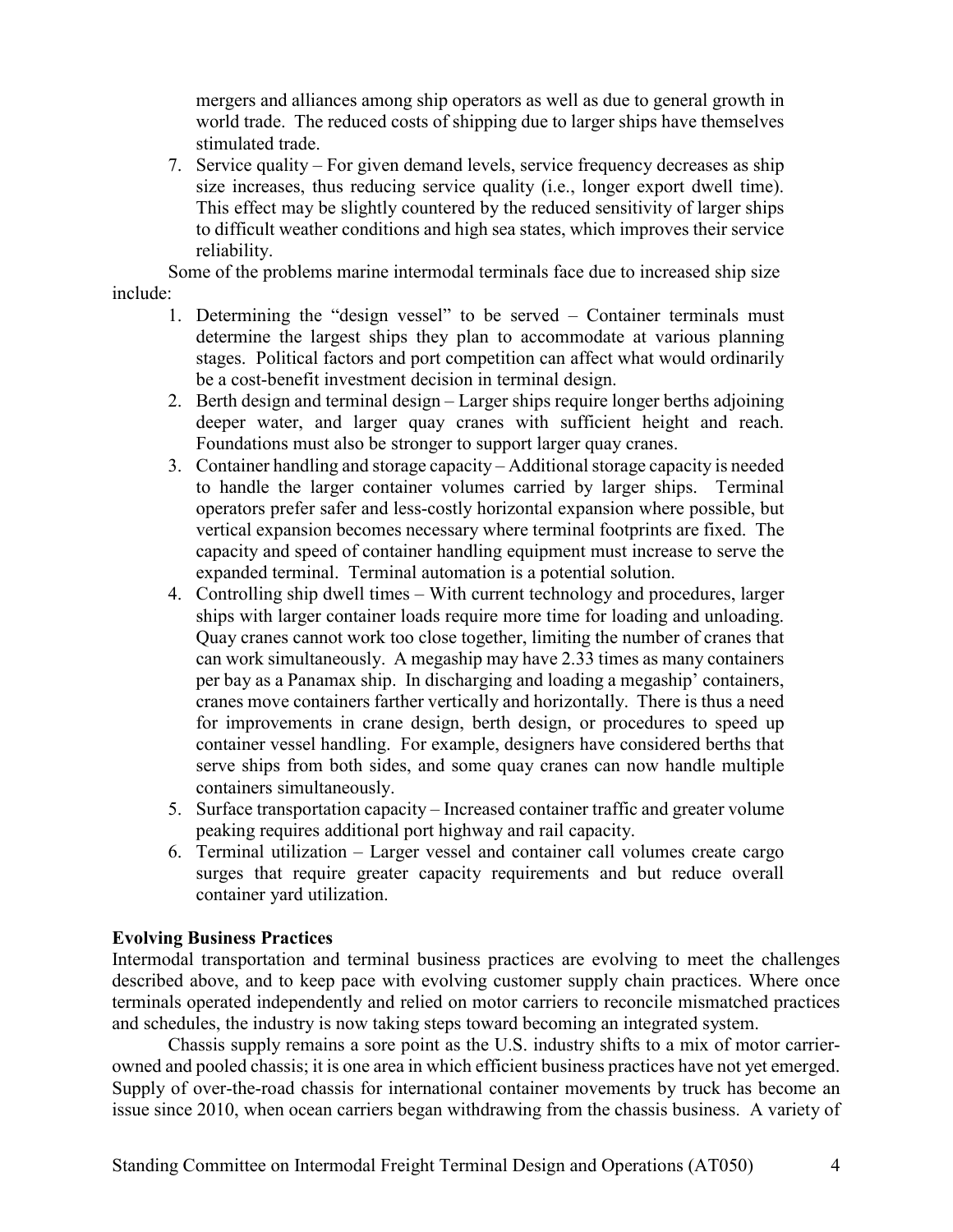mergers and alliances among ship operators as well as due to general growth in world trade. The reduced costs of shipping due to larger ships have themselves stimulated trade.

7. Service quality – For given demand levels, service frequency decreases as ship size increases, thus reducing service quality (i.e., longer export dwell time). This effect may be slightly countered by the reduced sensitivity of larger ships to difficult weather conditions and high sea states, which improves their service reliability.

Some of the problems marine intermodal terminals face due to increased ship size include:

1. Determining the "design vessel" to be served – Container terminals must determine the largest ships they plan to accommodate at various planning stages. Political factors and port competition can affect what would ordinarily be a cost-benefit investment decision in terminal design.
2. Berth design and terminal design – Larger ships require longer berths adjoining deeper water, and larger quay cranes with sufficient height and reach. Foundations must also be stronger to support larger quay cranes.
3. Container handling and storage capacity – Additional storage capacity is needed to handle the larger container volumes carried by larger ships. Terminal operators prefer safer and less-costly horizontal expansion where possible, but vertical expansion becomes necessary where terminal footprints are fixed. The capacity and speed of container handling equipment must increase to serve the expanded terminal. Terminal automation is a potential solution.
4. Controlling ship dwell times – With current technology and procedures, larger ships with larger container loads require more time for loading and unloading. Quay cranes cannot work too close together, limiting the number of cranes that can work simultaneously. A megaship may have 2.33 times as many containers per bay as a Panamax ship. In discharging and loading a megaship' containers, cranes move containers farther vertically and horizontally. There is thus a need for improvements in crane design, berth design, or procedures to speed up container vessel handling. For example, designers have considered berths that serve ships from both sides, and some quay cranes can now handle multiple containers simultaneously.
5. Surface transportation capacity – Increased container traffic and greater volume peaking requires additional port highway and rail capacity.
6. Terminal utilization – Larger vessel and container call volumes create cargo surges that require greater capacity requirements and but reduce overall container yard utilization.

**Evolving Business Practices**

Intermodal transportation and terminal business practices are evolving to meet the challenges described above, and to keep pace with evolving customer supply chain practices. Where once terminals operated independently and relied on motor carriers to reconcile mismatched practices and schedules, the industry is now taking steps toward becoming an integrated system.

Chassis supply remains a sore point as the U.S. industry shifts to a mix of motor carrier-owned and pooled chassis; it is one area in which efficient business practices have not yet emerged. Supply of over-the-road chassis for international container movements by truck has become an issue since 2010, when ocean carriers began withdrawing from the chassis business. A variety of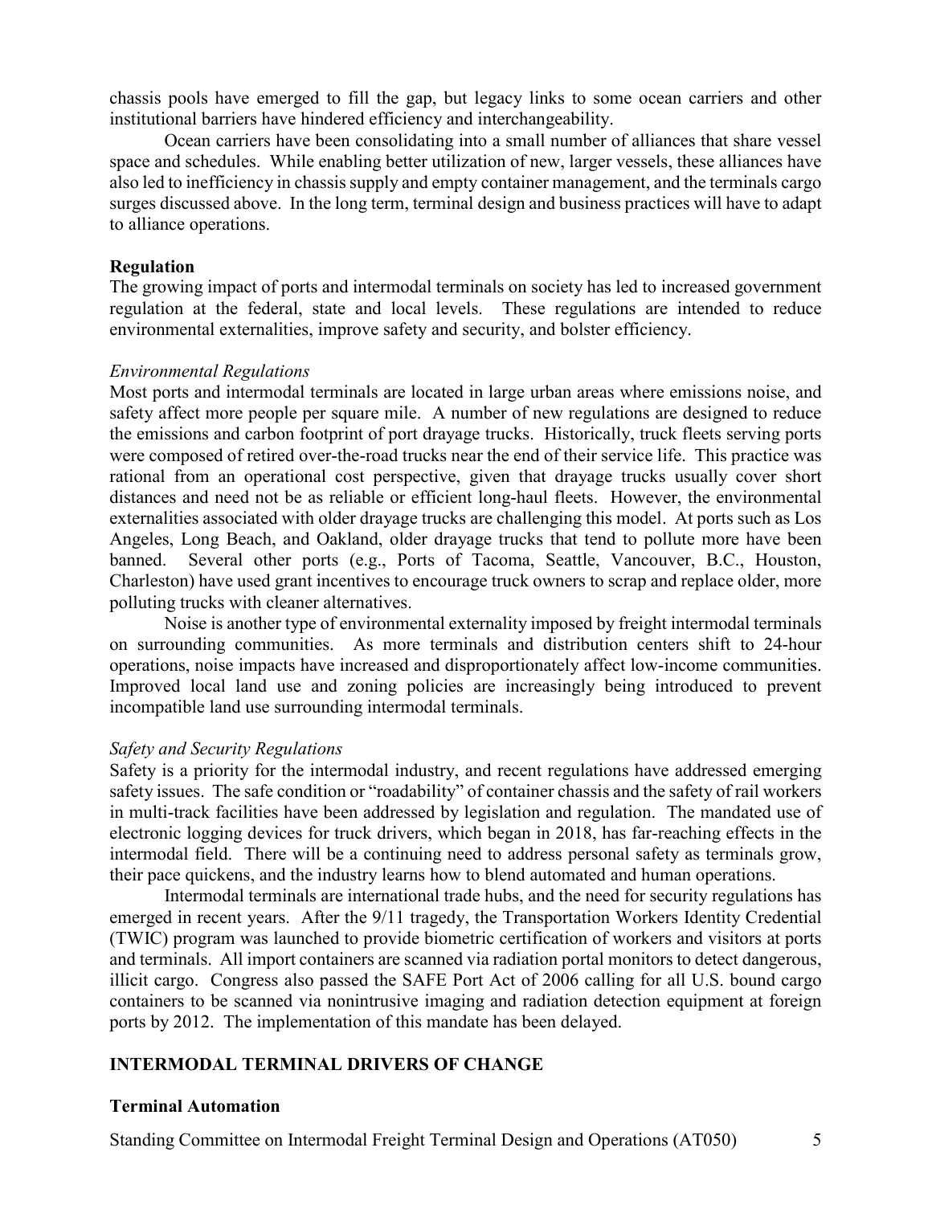chassis pools have emerged to fill the gap, but legacy links to some ocean carriers and other institutional barriers have hindered efficiency and interchangeability.

Ocean carriers have been consolidating into a small number of alliances that share vessel space and schedules. While enabling better utilization of new, larger vessels, these alliances have also led to inefficiency in chassis supply and empty container management, and the terminals cargo surges discussed above. In the long term, terminal design and business practices will have to adapt to alliance operations.

### Regulation

The growing impact of ports and intermodal terminals on society has led to increased government regulation at the federal, state and local levels. These regulations are intended to reduce environmental externalities, improve safety and security, and bolster efficiency.

#### *Environmental Regulations*

Most ports and intermodal terminals are located in large urban areas where emissions noise, and safety affect more people per square mile. A number of new regulations are designed to reduce the emissions and carbon footprint of port drayage trucks. Historically, truck fleets serving ports were composed of retired over-the-road trucks near the end of their service life. This practice was rational from an operational cost perspective, given that drayage trucks usually cover short distances and need not be as reliable or efficient long-haul fleets. However, the environmental externalities associated with older drayage trucks are challenging this model. At ports such as Los Angeles, Long Beach, and Oakland, older drayage trucks that tend to pollute more have been banned. Several other ports (e.g., Ports of Tacoma, Seattle, Vancouver, B.C., Houston, Charleston) have used grant incentives to encourage truck owners to scrap and replace older, more polluting trucks with cleaner alternatives.

Noise is another type of environmental externality imposed by freight intermodal terminals on surrounding communities. As more terminals and distribution centers shift to 24-hour operations, noise impacts have increased and disproportionately affect low-income communities. Improved local land use and zoning policies are increasingly being introduced to prevent incompatible land use surrounding intermodal terminals.

#### *Safety and Security Regulations*

Safety is a priority for the intermodal industry, and recent regulations have addressed emerging safety issues. The safe condition or "roadability" of container chassis and the safety of rail workers in multi-track facilities have been addressed by legislation and regulation. The mandated use of electronic logging devices for truck drivers, which began in 2018, has far-reaching effects in the intermodal field. There will be a continuing need to address personal safety as terminals grow, their pace quickens, and the industry learns how to blend automated and human operations.

Intermodal terminals are international trade hubs, and the need for security regulations has emerged in recent years. After the 9/11 tragedy, the Transportation Workers Identity Credential (TWIC) program was launched to provide biometric certification of workers and visitors at ports and terminals. All import containers are scanned via radiation portal monitors to detect dangerous, illicit cargo. Congress also passed the SAFE Port Act of 2006 calling for all U.S. bound cargo containers to be scanned via nonintrusive imaging and radiation detection equipment at foreign ports by 2012. The implementation of this mandate has been delayed.

## INTERMODAL TERMINAL DRIVERS OF CHANGE

### Terminal Automation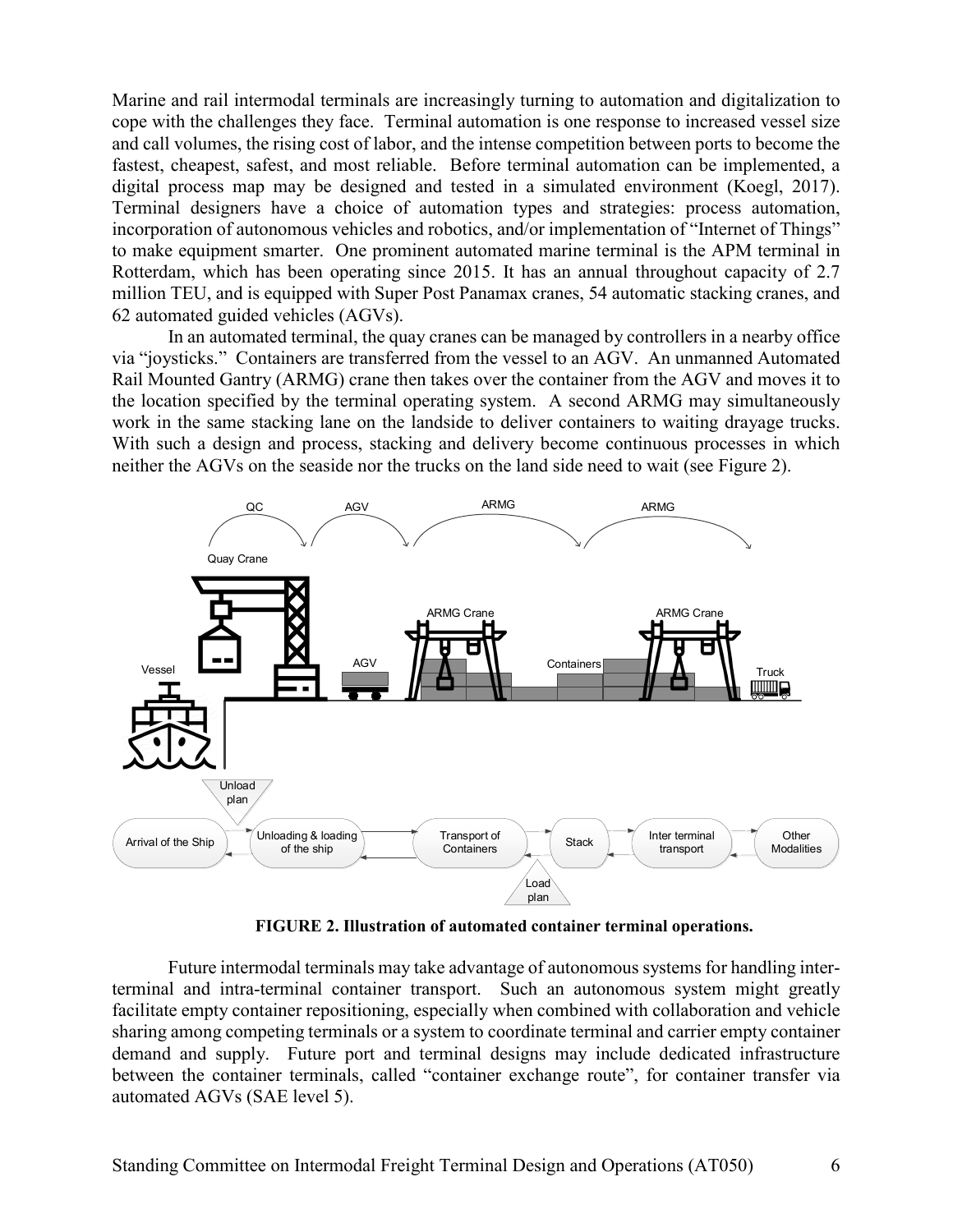Marine and rail intermodal terminals are increasingly turning to automation and digitalization to cope with the challenges they face. Terminal automation is one response to increased vessel size and call volumes, the rising cost of labor, and the intense competition between ports to become the fastest, cheapest, safest, and most reliable. Before terminal automation can be implemented, a digital process map may be designed and tested in a simulated environment (Koegl, 2017). Terminal designers have a choice of automation types and strategies: process automation, incorporation of autonomous vehicles and robotics, and/or implementation of "Internet of Things" to make equipment smarter. One prominent automated marine terminal is the APM terminal in Rotterdam, which has been operating since 2015. It has an annual throughout capacity of 2.7 million TEU, and is equipped with Super Post Panamax cranes, 54 automatic stacking cranes, and 62 automated guided vehicles (AGVs).

In an automated terminal, the quay cranes can be managed by controllers in a nearby office via "joysticks." Containers are transferred from the vessel to an AGV. An unmanned Automated Rail Mounted Gantry (ARMG) crane then takes over the container from the AGV and moves it to the location specified by the terminal operating system. A second ARMG may simultaneously work in the same stacking lane on the landside to deliver containers to waiting drayage trucks. With such a design and process, stacking and delivery become continuous processes in which neither the AGVs on the seaside nor the trucks on the land side need to wait (see Figure 2).

**FIGURE 2. Illustration of automated container terminal operations.**

Future intermodal terminals may take advantage of autonomous systems for handling inter-terminal and intra-terminal container transport. Such an autonomous system might greatly facilitate empty container repositioning, especially when combined with collaboration and vehicle sharing among competing terminals or a system to coordinate terminal and carrier empty container demand and supply. Future port and terminal designs may include dedicated infrastructure between the container terminals, called "container exchange route", for container transfer via automated AGVs (SAE level 5).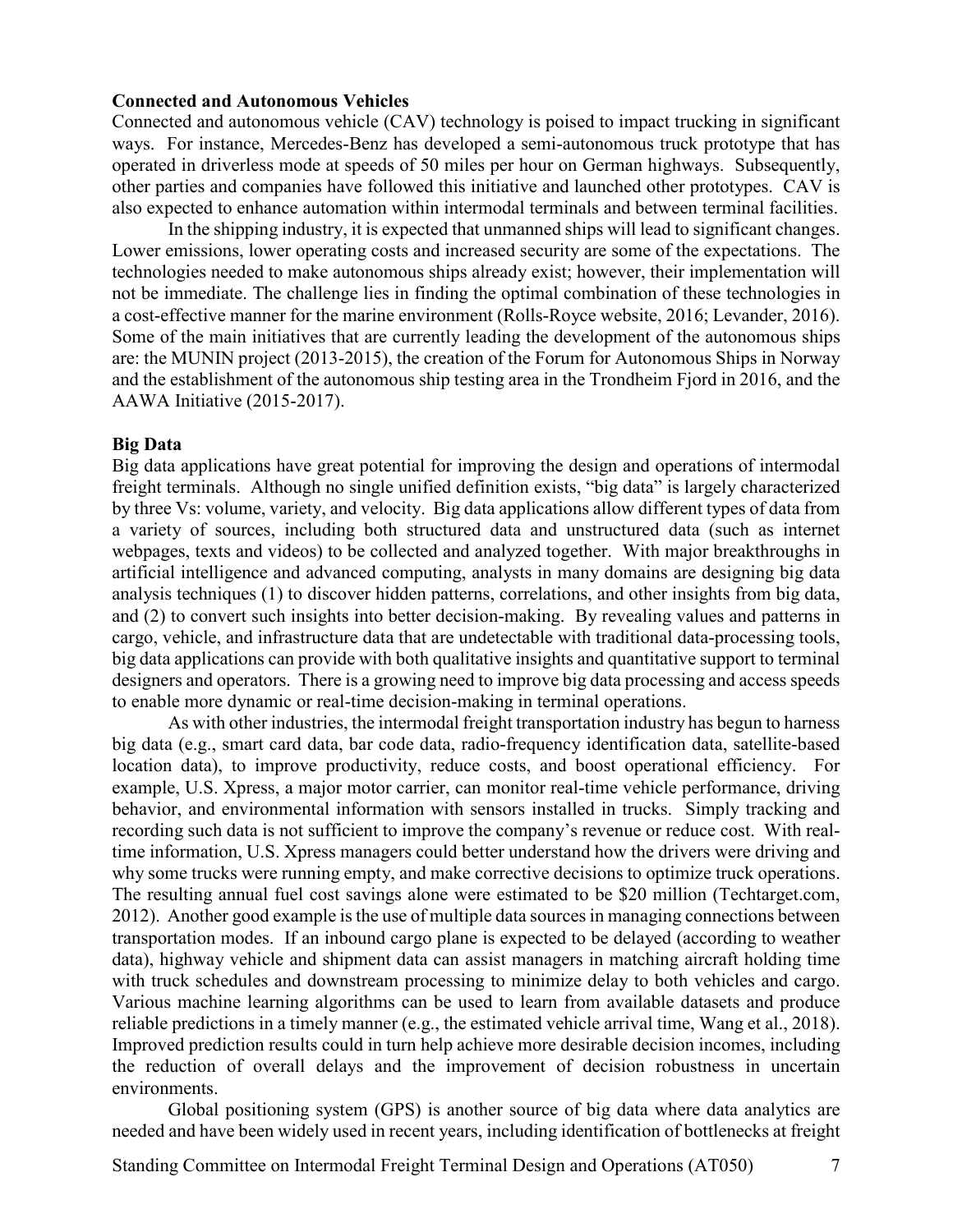**Connected and Autonomous Vehicles**

Connected and autonomous vehicle (CAV) technology is poised to impact trucking in significant ways. For instance, Mercedes-Benz has developed a semi-autonomous truck prototype that has operated in driverless mode at speeds of 50 miles per hour on German highways. Subsequently, other parties and companies have followed this initiative and launched other prototypes. CAV is also expected to enhance automation within intermodal terminals and between terminal facilities.

In the shipping industry, it is expected that unmanned ships will lead to significant changes. Lower emissions, lower operating costs and increased security are some of the expectations. The technologies needed to make autonomous ships already exist; however, their implementation will not be immediate. The challenge lies in finding the optimal combination of these technologies in a cost-effective manner for the marine environment (Rolls-Royce website, 2016; Levander, 2016). Some of the main initiatives that are currently leading the development of the autonomous ships are: the MUNIN project (2013-2015), the creation of the Forum for Autonomous Ships in Norway and the establishment of the autonomous ship testing area in the Trondheim Fjord in 2016, and the AAWA Initiative (2015-2017).

**Big Data**

Big data applications have great potential for improving the design and operations of intermodal freight terminals. Although no single unified definition exists, "big data" is largely characterized by three Vs: volume, variety, and velocity. Big data applications allow different types of data from a variety of sources, including both structured data and unstructured data (such as internet webpages, texts and videos) to be collected and analyzed together. With major breakthroughs in artificial intelligence and advanced computing, analysts in many domains are designing big data analysis techniques (1) to discover hidden patterns, correlations, and other insights from big data, and (2) to convert such insights into better decision-making. By revealing values and patterns in cargo, vehicle, and infrastructure data that are undetectable with traditional data-processing tools, big data applications can provide with both qualitative insights and quantitative support to terminal designers and operators. There is a growing need to improve big data processing and access speeds to enable more dynamic or real-time decision-making in terminal operations.

As with other industries, the intermodal freight transportation industry has begun to harness big data (e.g., smart card data, bar code data, radio-frequency identification data, satellite-based location data), to improve productivity, reduce costs, and boost operational efficiency. For example, U.S. Xpress, a major motor carrier, can monitor real-time vehicle performance, driving behavior, and environmental information with sensors installed in trucks. Simply tracking and recording such data is not sufficient to improve the company's revenue or reduce cost. With real-time information, U.S. Xpress managers could better understand how the drivers were driving and why some trucks were running empty, and make corrective decisions to optimize truck operations. The resulting annual fuel cost savings alone were estimated to be $20 million (Techtarget.com, 2012). Another good example is the use of multiple data sources in managing connections between transportation modes. If an inbound cargo plane is expected to be delayed (according to weather data), highway vehicle and shipment data can assist managers in matching aircraft holding time with truck schedules and downstream processing to minimize delay to both vehicles and cargo. Various machine learning algorithms can be used to learn from available datasets and produce reliable predictions in a timely manner (e.g., the estimated vehicle arrival time, Wang et al., 2018). Improved prediction results could in turn help achieve more desirable decision incomes, including the reduction of overall delays and the improvement of decision robustness in uncertain environments.

Global positioning system (GPS) is another source of big data where data analytics are needed and have been widely used in recent years, including identification of bottlenecks at freight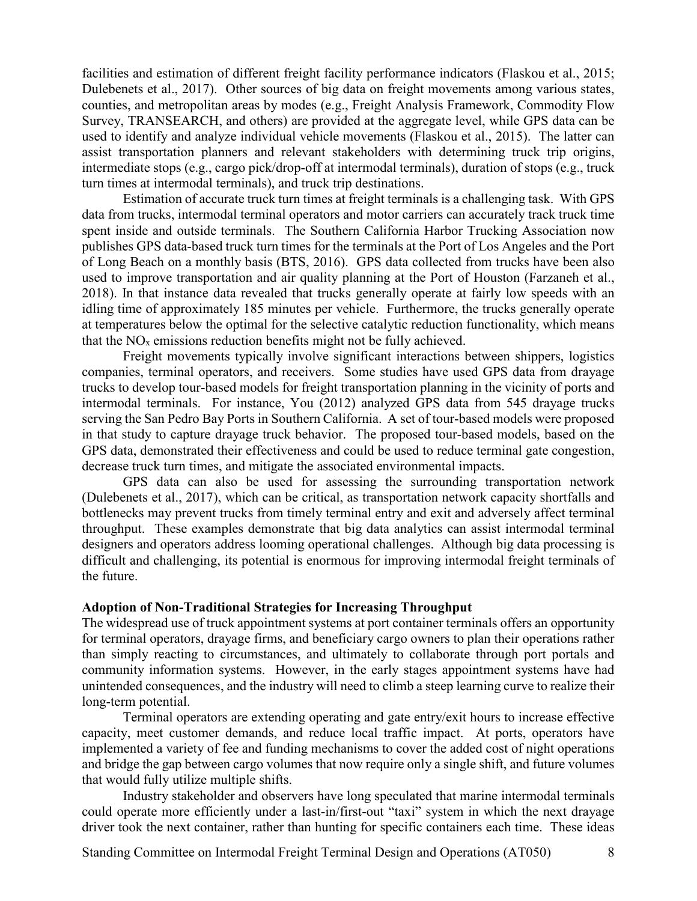facilities and estimation of different freight facility performance indicators (Flaskou et al., 2015; Dulebenets et al., 2017). Other sources of big data on freight movements among various states, counties, and metropolitan areas by modes (e.g., Freight Analysis Framework, Commodity Flow Survey, TRANSEARCH, and others) are provided at the aggregate level, while GPS data can be used to identify and analyze individual vehicle movements (Flaskou et al., 2015). The latter can assist transportation planners and relevant stakeholders with determining truck trip origins, intermediate stops (e.g., cargo pick/drop-off at intermodal terminals), duration of stops (e.g., truck turn times at intermodal terminals), and truck trip destinations.

Estimation of accurate truck turn times at freight terminals is a challenging task. With GPS data from trucks, intermodal terminal operators and motor carriers can accurately track truck time spent inside and outside terminals. The Southern California Harbor Trucking Association now publishes GPS data-based truck turn times for the terminals at the Port of Los Angeles and the Port of Long Beach on a monthly basis (BTS, 2016). GPS data collected from trucks have been also used to improve transportation and air quality planning at the Port of Houston (Farzaneh et al., 2018). In that instance data revealed that trucks generally operate at fairly low speeds with an idling time of approximately 185 minutes per vehicle. Furthermore, the trucks generally operate at temperatures below the optimal for the selective catalytic reduction functionality, which means that the $NO_x$ emissions reduction benefits might not be fully achieved.

Freight movements typically involve significant interactions between shippers, logistics companies, terminal operators, and receivers. Some studies have used GPS data from drayage trucks to develop tour-based models for freight transportation planning in the vicinity of ports and intermodal terminals. For instance, You (2012) analyzed GPS data from 545 drayage trucks serving the San Pedro Bay Ports in Southern California. A set of tour-based models were proposed in that study to capture drayage truck behavior. The proposed tour-based models, based on the GPS data, demonstrated their effectiveness and could be used to reduce terminal gate congestion, decrease truck turn times, and mitigate the associated environmental impacts.

GPS data can also be used for assessing the surrounding transportation network (Dulebenets et al., 2017), which can be critical, as transportation network capacity shortfalls and bottlenecks may prevent trucks from timely terminal entry and exit and adversely affect terminal throughput. These examples demonstrate that big data analytics can assist intermodal terminal designers and operators address looming operational challenges. Although big data processing is difficult and challenging, its potential is enormous for improving intermodal freight terminals of the future.

**Adoption of Non-Traditional Strategies for Increasing Throughput**

The widespread use of truck appointment systems at port container terminals offers an opportunity for terminal operators, drayage firms, and beneficiary cargo owners to plan their operations rather than simply reacting to circumstances, and ultimately to collaborate through port portals and community information systems. However, in the early stages appointment systems have had unintended consequences, and the industry will need to climb a steep learning curve to realize their long-term potential.

Terminal operators are extending operating and gate entry/exit hours to increase effective capacity, meet customer demands, and reduce local traffic impact. At ports, operators have implemented a variety of fee and funding mechanisms to cover the added cost of night operations and bridge the gap between cargo volumes that now require only a single shift, and future volumes that would fully utilize multiple shifts.

Industry stakeholder and observers have long speculated that marine intermodal terminals could operate more efficiently under a last-in/first-out "taxi" system in which the next drayage driver took the next container, rather than hunting for specific containers each time. These ideas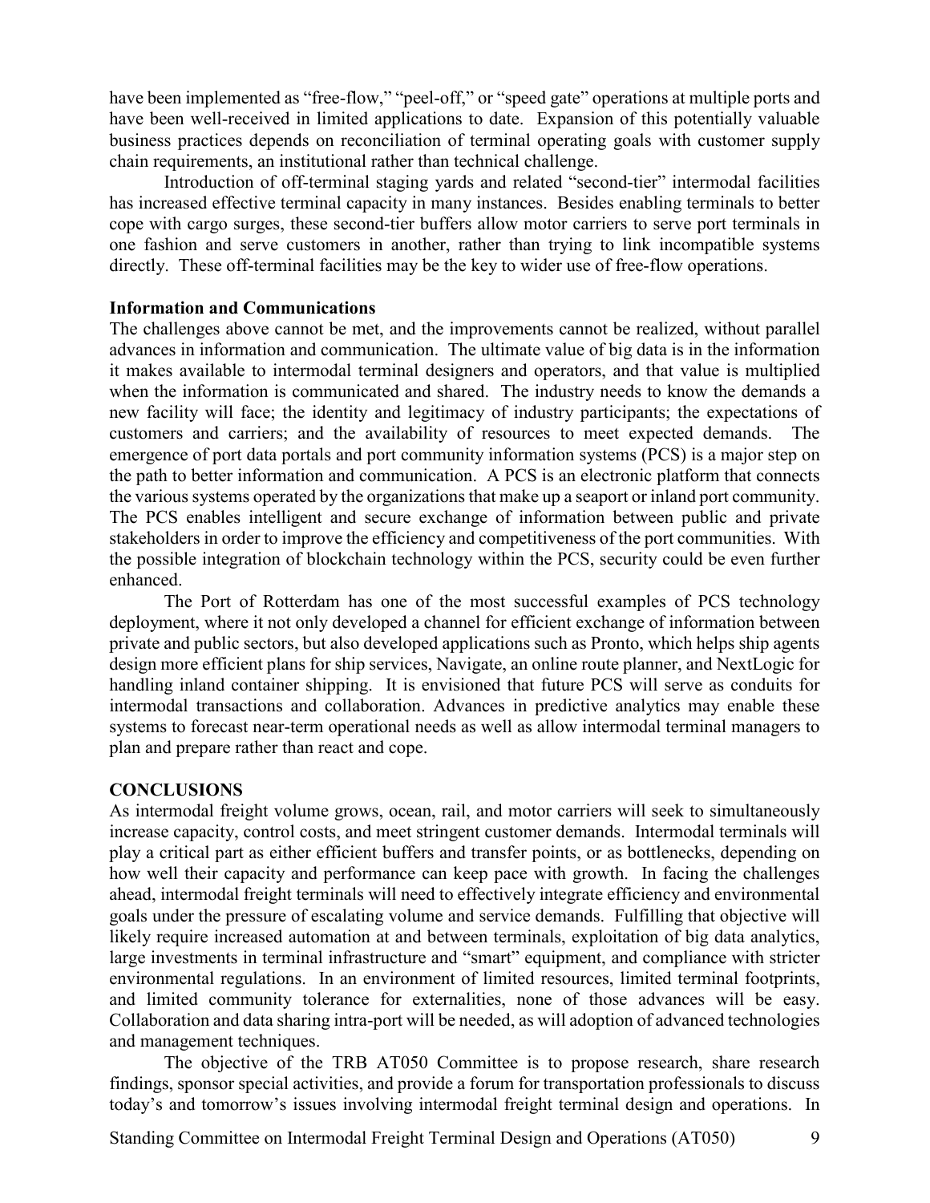have been implemented as "free-flow," "peel-off," or "speed gate" operations at multiple ports and have been well-received in limited applications to date. Expansion of this potentially valuable business practices depends on reconciliation of terminal operating goals with customer supply chain requirements, an institutional rather than technical challenge.

Introduction of off-terminal staging yards and related "second-tier" intermodal facilities has increased effective terminal capacity in many instances. Besides enabling terminals to better cope with cargo surges, these second-tier buffers allow motor carriers to serve port terminals in one fashion and serve customers in another, rather than trying to link incompatible systems directly. These off-terminal facilities may be the key to wider use of free-flow operations.

**Information and Communications**

The challenges above cannot be met, and the improvements cannot be realized, without parallel advances in information and communication. The ultimate value of big data is in the information it makes available to intermodal terminal designers and operators, and that value is multiplied when the information is communicated and shared. The industry needs to know the demands a new facility will face; the identity and legitimacy of industry participants; the expectations of customers and carriers; and the availability of resources to meet expected demands. The emergence of port data portals and port community information systems (PCS) is a major step on the path to better information and communication. A PCS is an electronic platform that connects the various systems operated by the organizations that make up a seaport or inland port community. The PCS enables intelligent and secure exchange of information between public and private stakeholders in order to improve the efficiency and competitiveness of the port communities. With the possible integration of blockchain technology within the PCS, security could be even further enhanced.

The Port of Rotterdam has one of the most successful examples of PCS technology deployment, where it not only developed a channel for efficient exchange of information between private and public sectors, but also developed applications such as Pronto, which helps ship agents design more efficient plans for ship services, Navigate, an online route planner, and NextLogic for handling inland container shipping. It is envisioned that future PCS will serve as conduits for intermodal transactions and collaboration. Advances in predictive analytics may enable these systems to forecast near-term operational needs as well as allow intermodal terminal managers to plan and prepare rather than react and cope.

## CONCLUSIONS

As intermodal freight volume grows, ocean, rail, and motor carriers will seek to simultaneously increase capacity, control costs, and meet stringent customer demands. Intermodal terminals will play a critical part as either efficient buffers and transfer points, or as bottlenecks, depending on how well their capacity and performance can keep pace with growth. In facing the challenges ahead, intermodal freight terminals will need to effectively integrate efficiency and environmental goals under the pressure of escalating volume and service demands. Fulfilling that objective will likely require increased automation at and between terminals, exploitation of big data analytics, large investments in terminal infrastructure and "smart" equipment, and compliance with stricter environmental regulations. In an environment of limited resources, limited terminal footprints, and limited community tolerance for externalities, none of those advances will be easy. Collaboration and data sharing intra-port will be needed, as will adoption of advanced technologies and management techniques.

The objective of the TRB AT050 Committee is to propose research, share research findings, sponsor special activities, and provide a forum for transportation professionals to discuss today's and tomorrow's issues involving intermodal freight terminal design and operations. In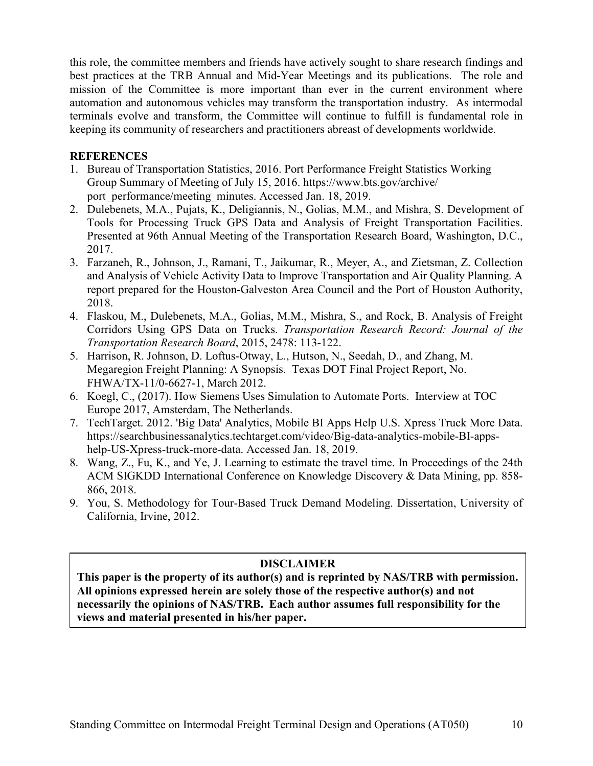this role, the committee members and friends have actively sought to share research findings and best practices at the TRB Annual and Mid-Year Meetings and its publications. The role and mission of the Committee is more important than ever in the current environment where automation and autonomous vehicles may transform the transportation industry. As intermodal terminals evolve and transform, the Committee will continue to fulfill is fundamental role in keeping its community of researchers and practitioners abreast of developments worldwide.

## REFERENCES

1. Bureau of Transportation Statistics, 2016. Port Performance Freight Statistics Working Group Summary of Meeting of July 15, 2016. https://www.bts.gov/archive/port_performance/meeting_minutes. Accessed Jan. 18, 2019.
2. Dulebenets, M.A., Pujats, K., Deligiannis, N., Golias, M.M., and Mishra, S. Development of Tools for Processing Truck GPS Data and Analysis of Freight Transportation Facilities. Presented at 96th Annual Meeting of the Transportation Research Board, Washington, D.C., 2017.
3. Farzaneh, R., Johnson, J., Ramani, T., Jaikumar, R., Meyer, A., and Zietsman, Z. Collection and Analysis of Vehicle Activity Data to Improve Transportation and Air Quality Planning. A report prepared for the Houston-Galveston Area Council and the Port of Houston Authority, 2018.
4. Flaskou, M., Dulebenets, M.A., Golias, M.M., Mishra, S., and Rock, B. Analysis of Freight Corridors Using GPS Data on Trucks. *Transportation Research Record: Journal of the Transportation Research Board*, 2015, 2478: 113-122.
5. Harrison, R. Johnson, D. Loftus-Otway, L., Hutson, N., Seedah, D., and Zhang, M. Megaregion Freight Planning: A Synopsis. Texas DOT Final Project Report, No. FHWA/TX-11/0-6627-1, March 2012.
6. Koegl, C., (2017). How Siemens Uses Simulation to Automate Ports. Interview at TOC Europe 2017, Amsterdam, The Netherlands.
7. TechTarget. 2012. 'Big Data' Analytics, Mobile BI Apps Help U.S. Xpress Truck More Data. https://searchbusinessanalytics.techtarget.com/video/Big-data-analytics-mobile-BI-apps-help-US-Xpress-truck-more-data. Accessed Jan. 18, 2019.
8. Wang, Z., Fu, K., and Ye, J. Learning to estimate the travel time. In Proceedings of the 24th ACM SIGKDD International Conference on Knowledge Discovery & Data Mining, pp. 858-866, 2018.
9. You, S. Methodology for Tour-Based Truck Demand Modeling. Dissertation, University of California, Irvine, 2012.

**DISCLAIMER**

**This paper is the property of its author(s) and is reprinted by NAS/TRB with permission. All opinions expressed herein are solely those of the respective author(s) and not necessarily the opinions of NAS/TRB. Each author assumes full responsibility for the views and material presented in his/her paper.**